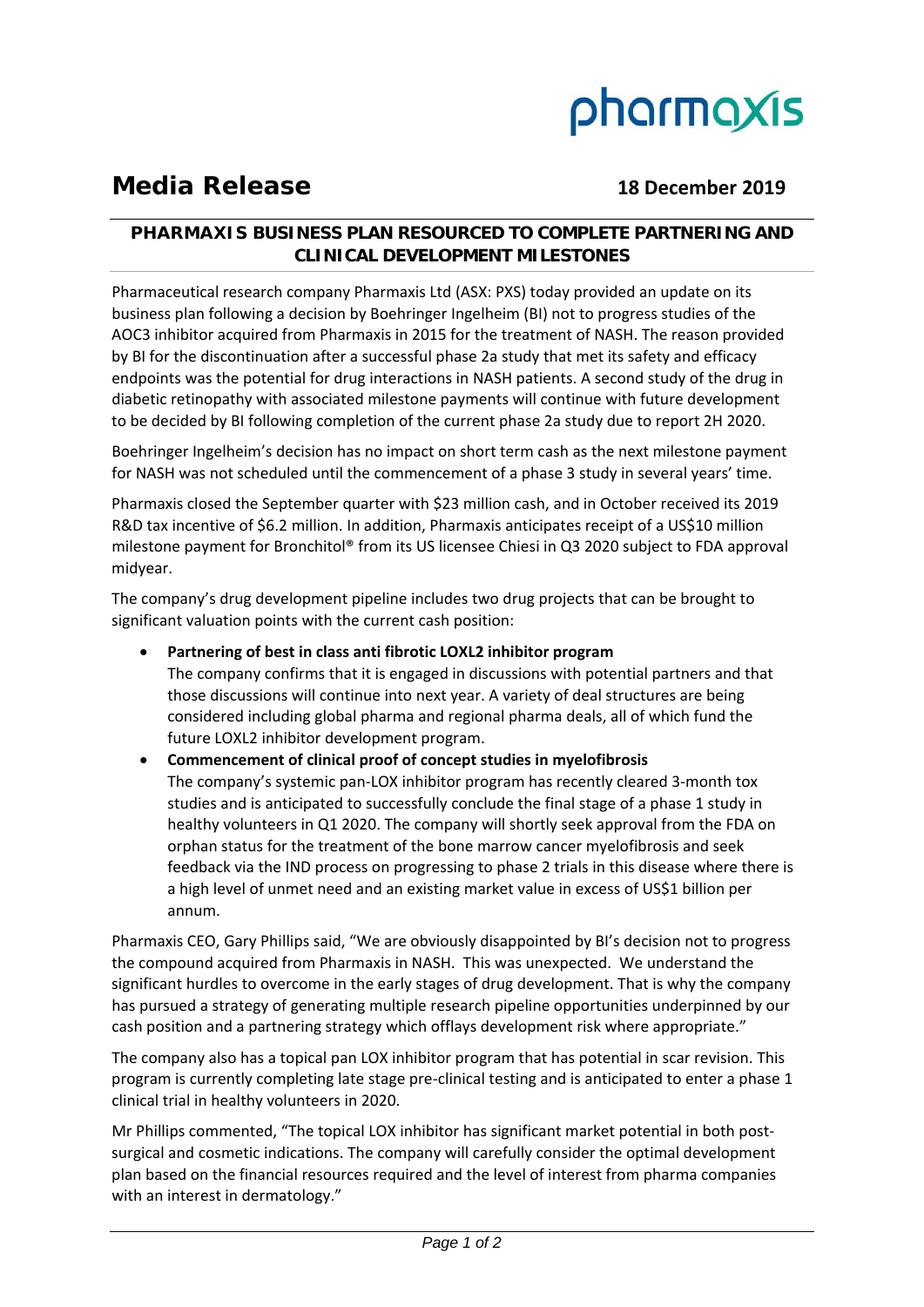pharmaxis

# Media Release

**18 December 2019**

## PHARMAXIS BUSINESS PLAN RESOURCED TO COMPLETE PARTNERING AND CLINICAL DEVELOPMENT MILESTONES

Pharmaceutical research company Pharmaxis Ltd (ASX: PXS) today provided an update on its business plan following a decision by Boehringer Ingelheim (BI) not to progress studies of the AOC3 inhibitor acquired from Pharmaxis in 2015 for the treatment of NASH. The reason provided by BI for the discontinuation after a successful phase 2a study that met its safety and efficacy endpoints was the potential for drug interactions in NASH patients. A second study of the drug in diabetic retinopathy with associated milestone payments will continue with future development to be decided by BI following completion of the current phase 2a study due to report 2H 2020.

Boehringer Ingelheim's decision has no impact on short term cash as the next milestone payment for NASH was not scheduled until the commencement of a phase 3 study in several years' time.

Pharmaxis closed the September quarter with $23 million cash, and in October received its 2019 R&D tax incentive of $6.2 million. In addition, Pharmaxis anticipates receipt of a US$10 million milestone payment for Bronchitol® from its US licensee Chiesi in Q3 2020 subject to FDA approval midyear.

The company's drug development pipeline includes two drug projects that can be brought to significant valuation points with the current cash position:

- **Partnering of best in class anti fibrotic LOXL2 inhibitor program**
  The company confirms that it is engaged in discussions with potential partners and that those discussions will continue into next year. A variety of deal structures are being considered including global pharma and regional pharma deals, all of which fund the future LOXL2 inhibitor development program.
- **Commencement of clinical proof of concept studies in myelofibrosis**
  The company's systemic pan-LOX inhibitor program has recently cleared 3-month tox studies and is anticipated to successfully conclude the final stage of a phase 1 study in healthy volunteers in Q1 2020. The company will shortly seek approval from the FDA on orphan status for the treatment of the bone marrow cancer myelofibrosis and seek feedback via the IND process on progressing to phase 2 trials in this disease where there is a high level of unmet need and an existing market value in excess of US$1 billion per annum.

Pharmaxis CEO, Gary Phillips said, "We are obviously disappointed by BI's decision not to progress the compound acquired from Pharmaxis in NASH. This was unexpected. We understand the significant hurdles to overcome in the early stages of drug development. That is why the company has pursued a strategy of generating multiple research pipeline opportunities underpinned by our cash position and a partnering strategy which offlays development risk where appropriate."

The company also has a topical pan LOX inhibitor program that has potential in scar revision. This program is currently completing late stage pre-clinical testing and is anticipated to enter a phase 1 clinical trial in healthy volunteers in 2020.

Mr Phillips commented, "The topical LOX inhibitor has significant market potential in both post-surgical and cosmetic indications. The company will carefully consider the optimal development plan based on the financial resources required and the level of interest from pharma companies with an interest in dermatology."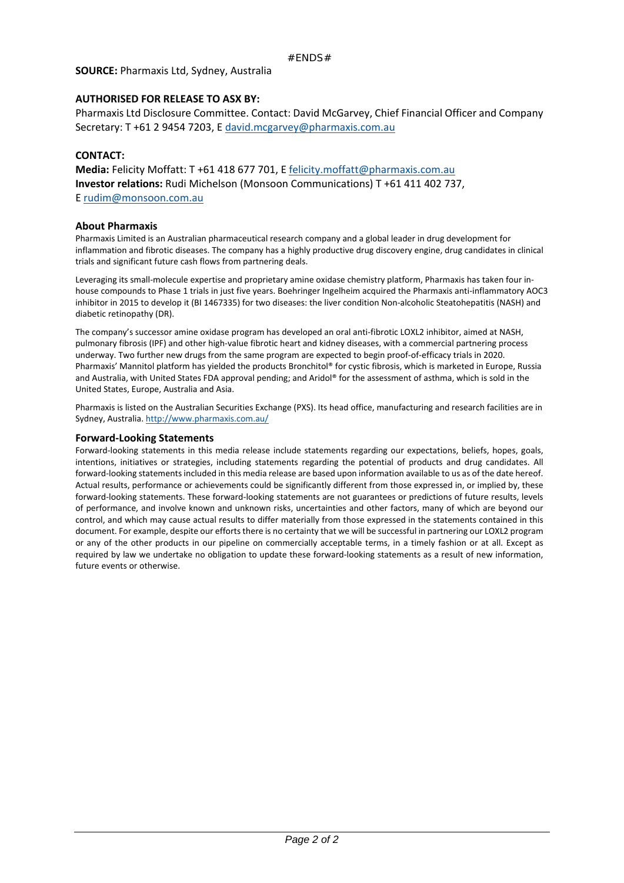#ENDS#

**SOURCE:** Pharmaxis Ltd, Sydney, Australia

**AUTHORISED FOR RELEASE TO ASX BY:**

Pharmaxis Ltd Disclosure Committee. Contact: David McGarvey, Chief Financial Officer and Company Secretary: T +61 2 9454 7203, E david.mcgarvey@pharmaxis.com.au

**CONTACT:**

**Media:** Felicity Moffatt: T +61 418 677 701, E felicity.moffatt@pharmaxis.com.au
**Investor relations:** Rudi Michelson (Monsoon Communications) T +61 411 402 737, E rudim@monsoon.com.au

### About Pharmaxis

Pharmaxis Limited is an Australian pharmaceutical research company and a global leader in drug development for inflammation and fibrotic diseases. The company has a highly productive drug discovery engine, drug candidates in clinical trials and significant future cash flows from partnering deals.

Leveraging its small-molecule expertise and proprietary amine oxidase chemistry platform, Pharmaxis has taken four in-house compounds to Phase 1 trials in just five years. Boehringer Ingelheim acquired the Pharmaxis anti-inflammatory AOC3 inhibitor in 2015 to develop it (BI 1467335) for two diseases: the liver condition Non-alcoholic Steatohepatitis (NASH) and diabetic retinopathy (DR).

The company's successor amine oxidase program has developed an oral anti-fibrotic LOXL2 inhibitor, aimed at NASH, pulmonary fibrosis (IPF) and other high-value fibrotic heart and kidney diseases, with a commercial partnering process underway. Two further new drugs from the same program are expected to begin proof-of-efficacy trials in 2020. Pharmaxis' Mannitol platform has yielded the products Bronchitol® for cystic fibrosis, which is marketed in Europe, Russia and Australia, with United States FDA approval pending; and Aridol® for the assessment of asthma, which is sold in the United States, Europe, Australia and Asia.

Pharmaxis is listed on the Australian Securities Exchange (PXS). Its head office, manufacturing and research facilities are in Sydney, Australia. http://www.pharmaxis.com.au/

### Forward-Looking Statements

Forward-looking statements in this media release include statements regarding our expectations, beliefs, hopes, goals, intentions, initiatives or strategies, including statements regarding the potential of products and drug candidates. All forward-looking statements included in this media release are based upon information available to us as of the date hereof. Actual results, performance or achievements could be significantly different from those expressed in, or implied by, these forward-looking statements. These forward-looking statements are not guarantees or predictions of future results, levels of performance, and involve known and unknown risks, uncertainties and other factors, many of which are beyond our control, and which may cause actual results to differ materially from those expressed in the statements contained in this document. For example, despite our efforts there is no certainty that we will be successful in partnering our LOXL2 program or any of the other products in our pipeline on commercially acceptable terms, in a timely fashion or at all. Except as required by law we undertake no obligation to update these forward-looking statements as a result of new information, future events or otherwise.